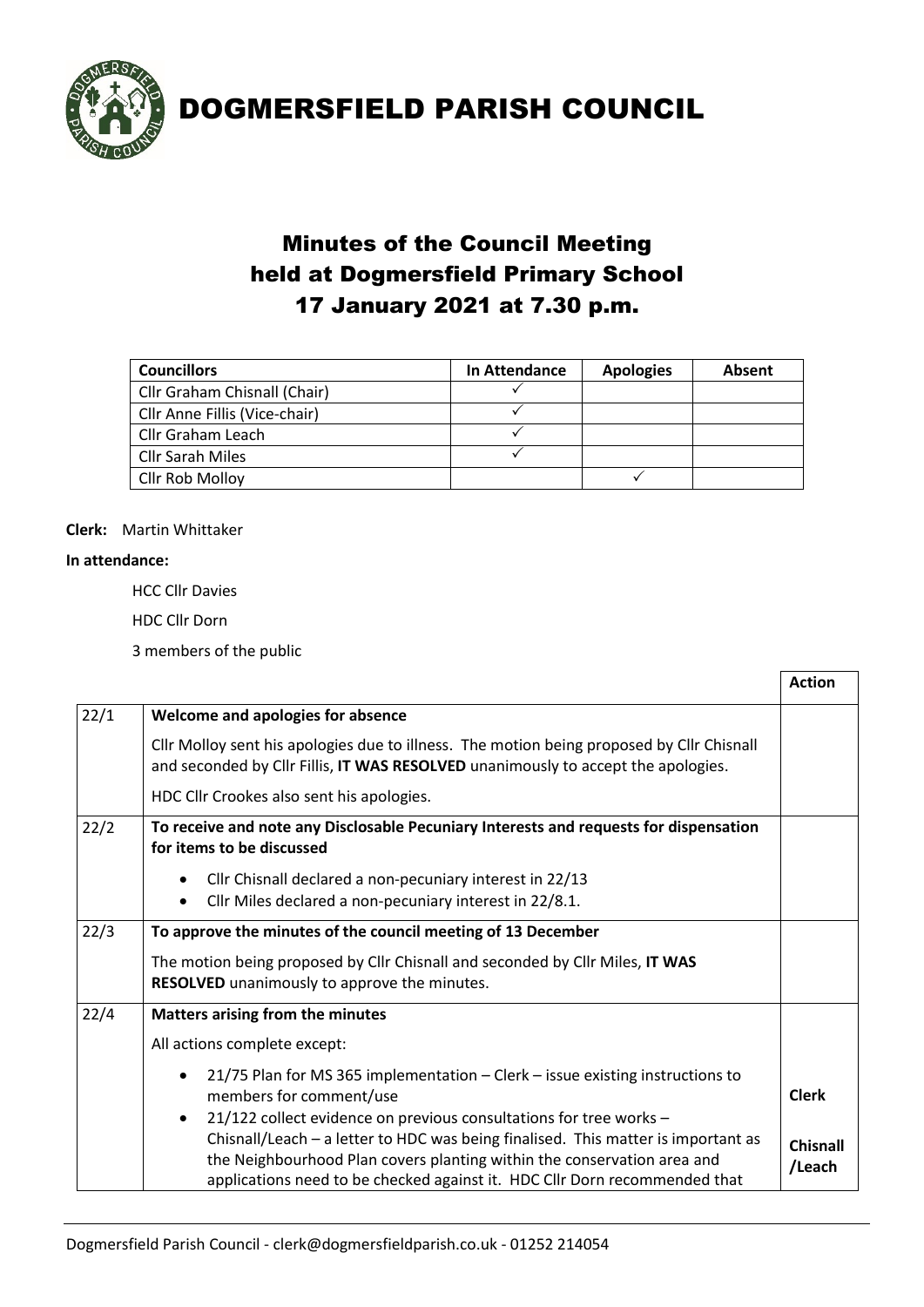# DOGMERSFIELD PARISH COUNCIL

## Minutes of the Council Meeting held at Dogmersfield Primary School 17 January 2021 at 7.30 p.m.

| Councillors | In Attendance | Apologies | Absent |
|---|---|---|---|
| Cllr Graham Chisnall (Chair) | ✓ | | |
| Cllr Anne Fillis (Vice-chair) | ✓ | | |
| Cllr Graham Leach | ✓ | | |
| Cllr Sarah Miles | ✓ | | |
| Cllr Rob Molloy | | ✓ | |

**Clerk:** Martin Whittaker

**In attendance:**

HCC Cllr Davies

HDC Cllr Dorn

3 members of the public

| | | Action |
|---|---|---|
| 22/1 | **Welcome and apologies for absence**<br><br>Cllr Molloy sent his apologies due to illness. The motion being proposed by Cllr Chisnall and seconded by Cllr Fillis, **IT WAS RESOLVED** unanimously to accept the apologies.<br><br>HDC Cllr Crookes also sent his apologies. | |
| 22/2 | **To receive and note any Disclosable Pecuniary Interests and requests for dispensation for items to be discussed**<br><br>• Cllr Chisnall declared a non-pecuniary interest in 22/13<br>• Cllr Miles declared a non-pecuniary interest in 22/8.1. | |
| 22/3 | **To approve the minutes of the council meeting of 13 December**<br><br>The motion being proposed by Cllr Chisnall and seconded by Cllr Miles, **IT WAS RESOLVED** unanimously to approve the minutes. | |
| 22/4 | **Matters arising from the minutes**<br><br>All actions complete except:<br><br>• 21/75 Plan for MS 365 implementation – Clerk – issue existing instructions to members for comment/use<br>• 21/122 collect evidence on previous consultations for tree works – Chisnall/Leach – a letter to HDC was being finalised. This matter is important as the Neighbourhood Plan covers planting within the conservation area and applications need to be checked against it. HDC Cllr Dorn recommended that | **Clerk**<br><br>**Chisnall /Leach** |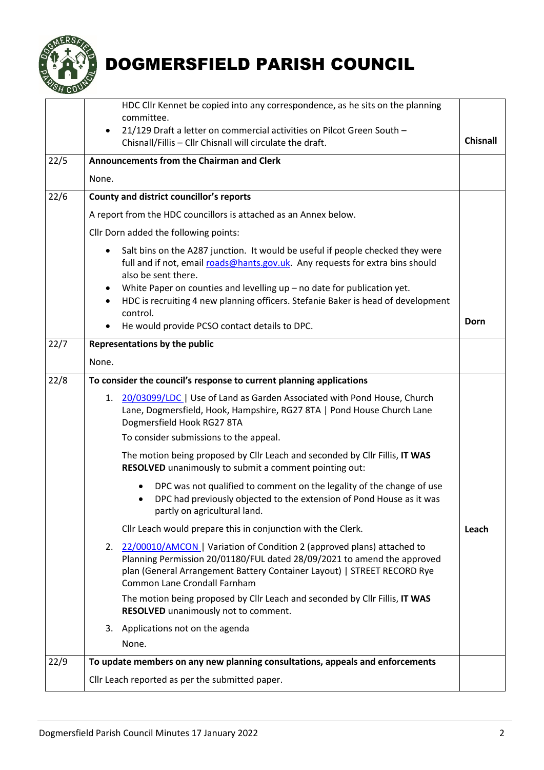| | | |
|---|---|---|
| | HDC Cllr Kennet be copied into any correspondence, as he sits on the planning committee.<br>• 21/129 Draft a letter on commercial activities on Pilcot Green South – Chisnall/Fillis – Cllr Chisnall will circulate the draft. | **Chisnall** |
| 22/5 | **Announcements from the Chairman and Clerk**<br>None. | |
| 22/6 | **County and district councillor's reports**<br>A report from the HDC councillors is attached as an Annex below.<br>Cllr Dorn added the following points:<br>• Salt bins on the A287 junction. It would be useful if people checked they were full and if not, email roads@hants.gov.uk. Any requests for extra bins should also be sent there.<br>• White Paper on counties and levelling up – no date for publication yet.<br>• HDC is recruiting 4 new planning officers. Stefanie Baker is head of development control.<br>• He would provide PCSO contact details to DPC. | **Dorn** |
| 22/7 | **Representations by the public**<br>None. | |
| 22/8 | **To consider the council's response to current planning applications**<br>1. 20/03099/LDC \| Use of Land as Garden Associated with Pond House, Church Lane, Dogmersfield, Hook, Hampshire, RG27 8TA \| Pond House Church Lane Dogmersfield Hook RG27 8TA<br>To consider submissions to the appeal.<br>The motion being proposed by Cllr Leach and seconded by Cllr Fillis, **IT WAS RESOLVED** unanimously to submit a comment pointing out:<br>• DPC was not qualified to comment on the legality of the change of use<br>• DPC had previously objected to the extension of Pond House as it was partly on agricultural land.<br>Cllr Leach would prepare this in conjunction with the Clerk.<br>2. 22/00010/AMCON \| Variation of Condition 2 (approved plans) attached to Planning Permission 20/01180/FUL dated 28/09/2021 to amend the approved plan (General Arrangement Battery Container Layout) \| STREET RECORD Rye Common Lane Crondall Farnham<br>The motion being proposed by Cllr Leach and seconded by Cllr Fillis, **IT WAS RESOLVED** unanimously not to comment.<br>3. Applications not on the agenda<br>None. | **Leach** |
| 22/9 | **To update members on any new planning consultations, appeals and enforcements**<br>Cllr Leach reported as per the submitted paper. | |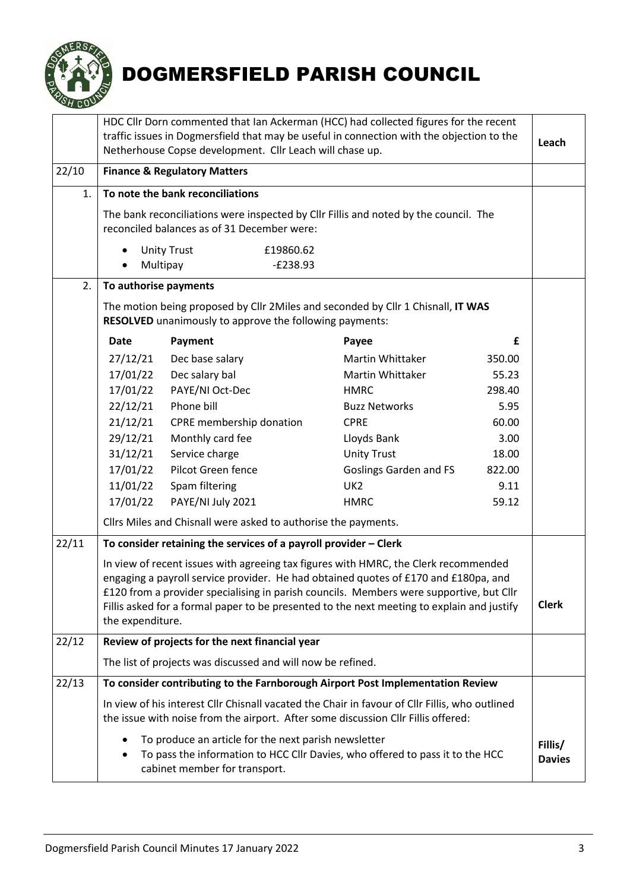# DOGMERSFIELD PARISH COUNCIL

| | | |
|---|---|---|
| | HDC Cllr Dorn commented that Ian Ackerman (HCC) had collected figures for the recent traffic issues in Dogmersfield that may be useful in connection with the objection to the Netherhouse Copse development. Cllr Leach will chase up. | Leach |
| 22/10 | **Finance & Regulatory Matters** | |
| 1. | **To note the bank reconciliations** | |
| | The bank reconciliations were inspected by Cllr Fillis and noted by the council. The reconciled balances as of 31 December were:<br>• Unity Trust £19860.62<br>• Multipay -£238.93 | |
| 2. | **To authorise payments** | |
| | The motion being proposed by Cllr 2Miles and seconded by Cllr 1 Chisnall, **IT WAS RESOLVED** unanimously to approve the following payments: | |

| Date | Payment | Payee | £ |
|---|---|---|---|
| 27/12/21 | Dec base salary | Martin Whittaker | 350.00 |
| 17/01/22 | Dec salary bal | Martin Whittaker | 55.23 |
| 17/01/22 | PAYE/NI Oct-Dec | HMRC | 298.40 |
| 22/12/21 | Phone bill | Buzz Networks | 5.95 |
| 21/12/21 | CPRE membership donation | CPRE | 60.00 |
| 29/12/21 | Monthly card fee | Lloyds Bank | 3.00 |
| 31/12/21 | Service charge | Unity Trust | 18.00 |
| 17/01/22 | Pilcot Green fence | Goslings Garden and FS | 822.00 |
| 11/01/22 | Spam filtering | UK2 | 9.11 |
| 17/01/22 | PAYE/NI July 2021 | HMRC | 59.12 |

| | | |
|---|---|---|
| | Cllrs Miles and Chisnall were asked to authorise the payments. | |
| 22/11 | **To consider retaining the services of a payroll provider – Clerk** | |
| | In view of recent issues with agreeing tax figures with HMRC, the Clerk recommended engaging a payroll service provider. He had obtained quotes of £170 and £180pa, and £120 from a provider specialising in parish councils. Members were supportive, but Cllr Fillis asked for a formal paper to be presented to the next meeting to explain and justify the expenditure. | Clerk |
| 22/12 | **Review of projects for the next financial year** | |
| | The list of projects was discussed and will now be refined. | |
| 22/13 | **To consider contributing to the Farnborough Airport Post Implementation Review** | |
| | In view of his interest Cllr Chisnall vacated the Chair in favour of Cllr Fillis, who outlined the issue with noise from the airport. After some discussion Cllr Fillis offered:<br>• To produce an article for the next parish newsletter<br>• To pass the information to HCC Cllr Davies, who offered to pass it to the HCC cabinet member for transport. | Fillis/ Davies |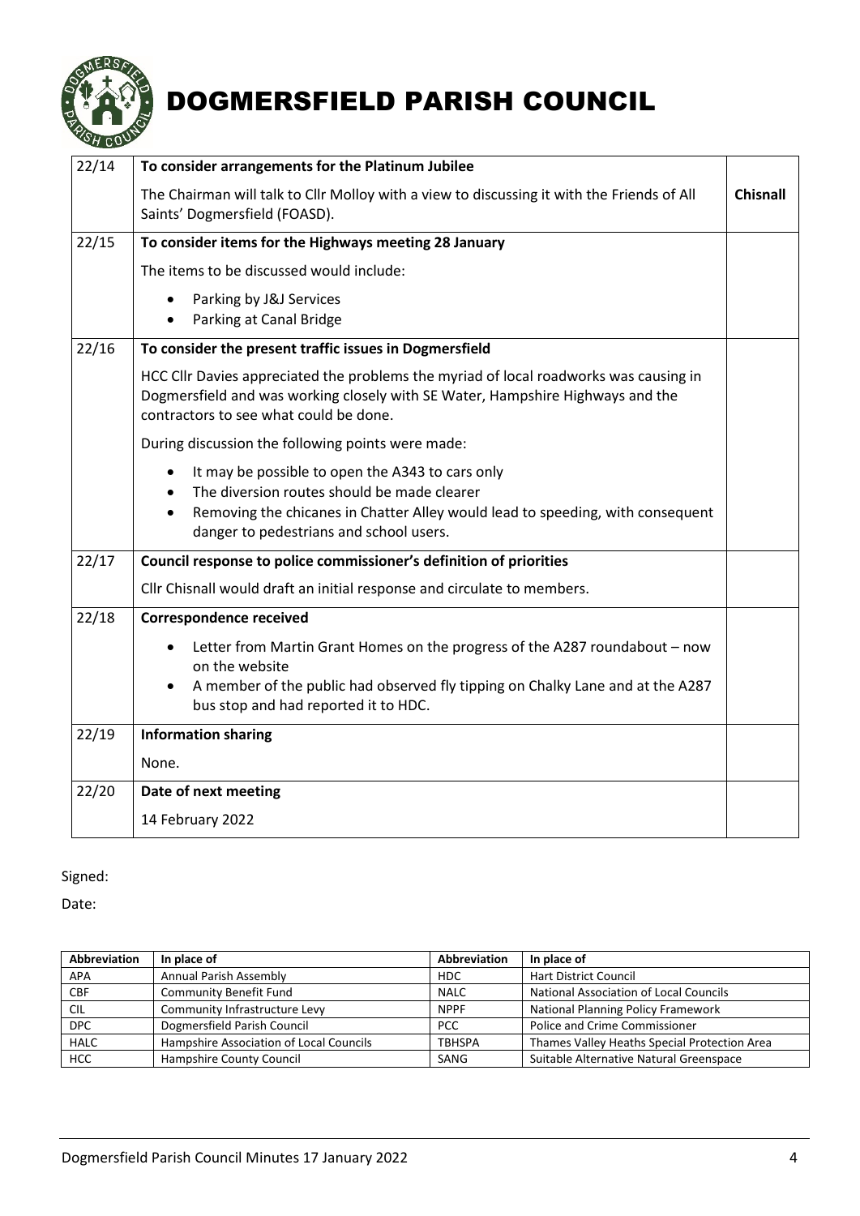# DOGMERSFIELD PARISH COUNCIL

| | | |
|---|---|---|
| 22/14 | **To consider arrangements for the Platinum Jubilee**<br><br>The Chairman will talk to Cllr Molloy with a view to discussing it with the Friends of All Saints' Dogmersfield (FOASD). | **Chisnall** |
| 22/15 | **To consider items for the Highways meeting 28 January**<br><br>The items to be discussed would include:<br>• Parking by J&J Services<br>• Parking at Canal Bridge | |
| 22/16 | **To consider the present traffic issues in Dogmersfield**<br><br>HCC Cllr Davies appreciated the problems the myriad of local roadworks was causing in Dogmersfield and was working closely with SE Water, Hampshire Highways and the contractors to see what could be done.<br><br>During discussion the following points were made:<br>• It may be possible to open the A343 to cars only<br>• The diversion routes should be made clearer<br>• Removing the chicanes in Chatter Alley would lead to speeding, with consequent danger to pedestrians and school users. | |
| 22/17 | **Council response to police commissioner's definition of priorities**<br><br>Cllr Chisnall would draft an initial response and circulate to members. | |
| 22/18 | **Correspondence received**<br><br>• Letter from Martin Grant Homes on the progress of the A287 roundabout – now on the website<br>• A member of the public had observed fly tipping on Chalky Lane and at the A287 bus stop and had reported it to HDC. | |
| 22/19 | **Information sharing**<br><br>None. | |
| 22/20 | **Date of next meeting**<br><br>14 February 2022 | |

Signed:

Date:

| Abbreviation | In place of | Abbreviation | In place of |
|---|---|---|---|
| APA | Annual Parish Assembly | HDC | Hart District Council |
| CBF | Community Benefit Fund | NALC | National Association of Local Councils |
| CIL | Community Infrastructure Levy | NPPF | National Planning Policy Framework |
| DPC | Dogmersfield Parish Council | PCC | Police and Crime Commissioner |
| HALC | Hampshire Association of Local Councils | TBHSPA | Thames Valley Heaths Special Protection Area |
| HCC | Hampshire County Council | SANG | Suitable Alternative Natural Greenspace |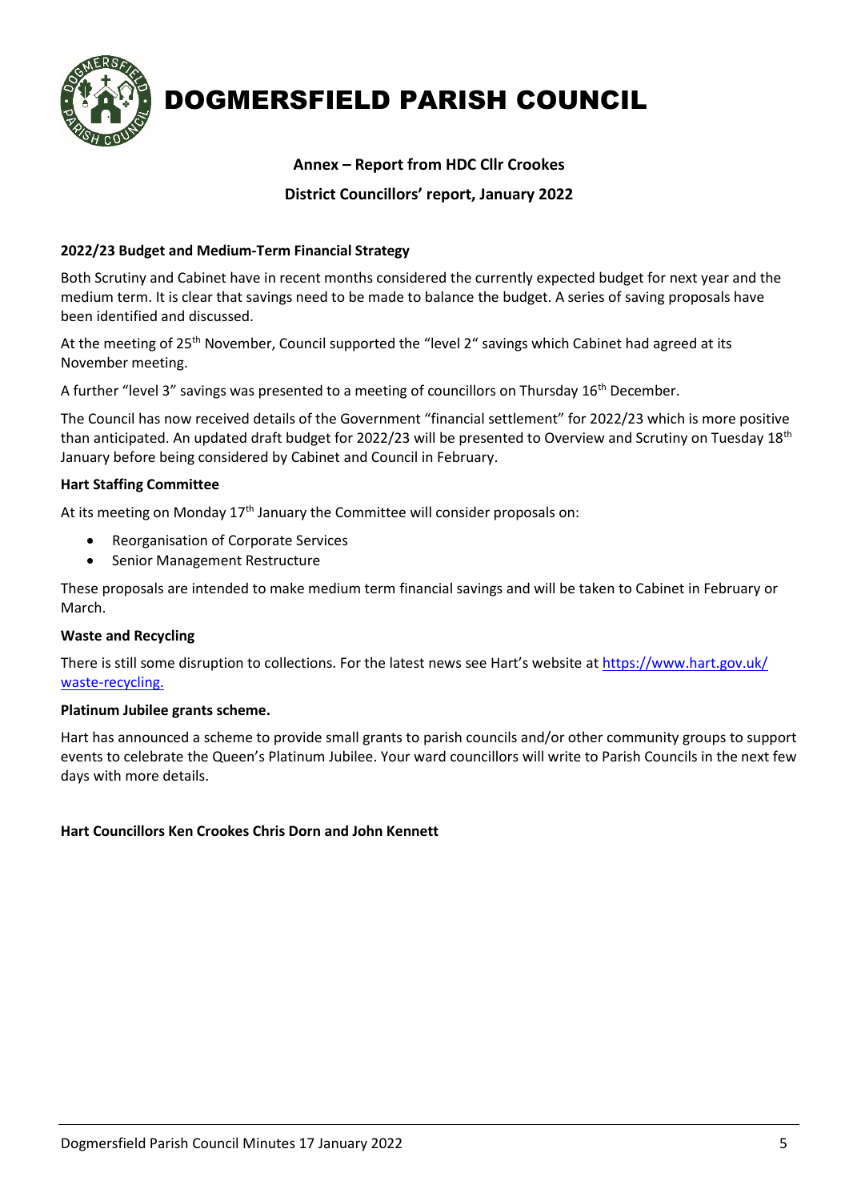# DOGMERSFIELD PARISH COUNCIL

**Annex – Report from HDC Cllr Crookes**

**District Councillors' report, January 2022**

**2022/23 Budget and Medium-Term Financial Strategy**

Both Scrutiny and Cabinet have in recent months considered the currently expected budget for next year and the medium term. It is clear that savings need to be made to balance the budget. A series of saving proposals have been identified and discussed.

At the meeting of 25th November, Council supported the "level 2" savings which Cabinet had agreed at its November meeting.

A further "level 3" savings was presented to a meeting of councillors on Thursday 16th December.

The Council has now received details of the Government "financial settlement" for 2022/23 which is more positive than anticipated. An updated draft budget for 2022/23 will be presented to Overview and Scrutiny on Tuesday 18th January before being considered by Cabinet and Council in February.

**Hart Staffing Committee**

At its meeting on Monday 17th January the Committee will consider proposals on:

- Reorganisation of Corporate Services
- Senior Management Restructure

These proposals are intended to make medium term financial savings and will be taken to Cabinet in February or March.

**Waste and Recycling**

There is still some disruption to collections. For the latest news see Hart's website at [https://www.hart.gov.uk/waste-recycling.](https://www.hart.gov.uk/waste-recycling)

**Platinum Jubilee grants scheme.**

Hart has announced a scheme to provide small grants to parish councils and/or other community groups to support events to celebrate the Queen's Platinum Jubilee. Your ward councillors will write to Parish Councils in the next few days with more details.

**Hart Councillors Ken Crookes Chris Dorn and John Kennett**